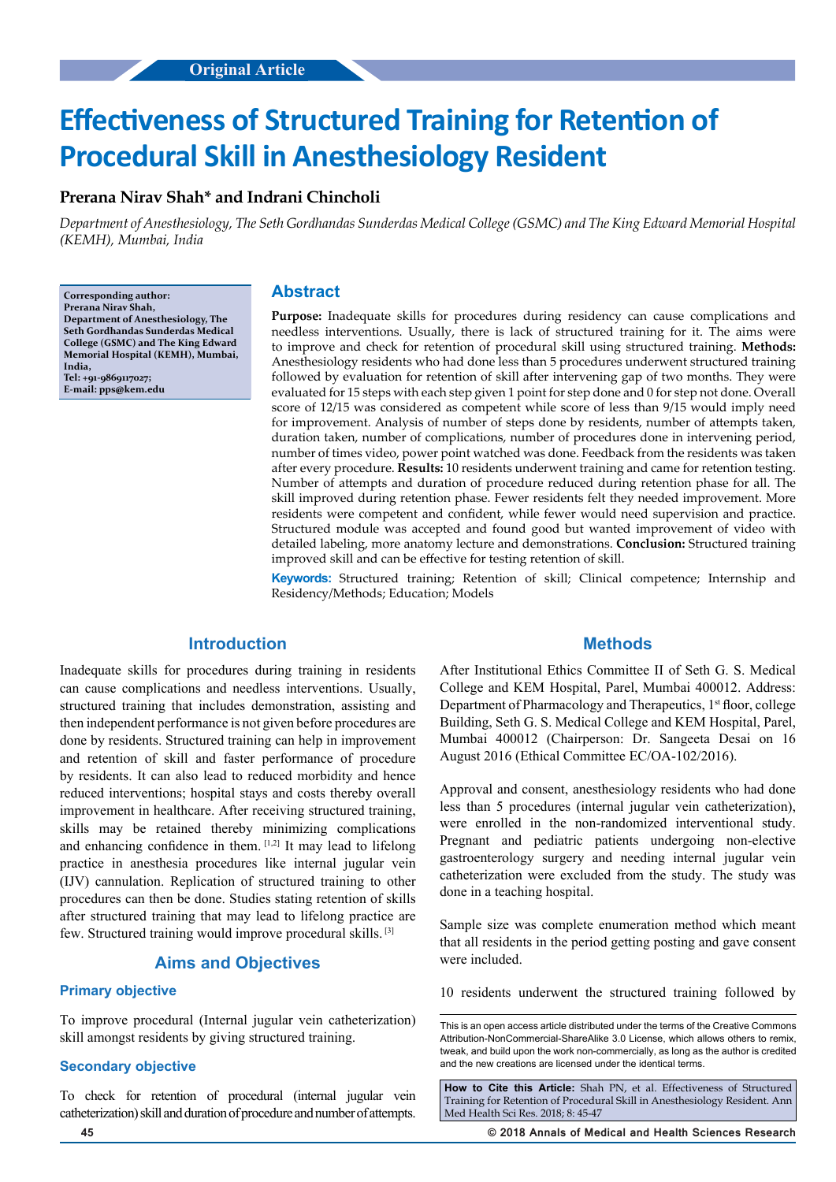Original Article

# Effectiveness of Structured Training for Retention of Procedural Skill in Anesthesiology Resident

**Prerana Nirav Shah* and Indrani Chincholi**

*Department of Anesthesiology, The Seth Gordhandas Sunderdas Medical College (GSMC) and The King Edward Memorial Hospital (KEMH), Mumbai, India*

**Corresponding author: Prerana Nirav Shah, Department of Anesthesiology, The Seth Gordhandas Sunderdas Medical College (GSMC) and The King Edward Memorial Hospital (KEMH), Mumbai, India, Tel: +91-9869117027; E-mail: pps@kem.edu**

## Abstract

**Purpose:** Inadequate skills for procedures during residency can cause complications and needless interventions. Usually, there is lack of structured training for it. The aims were to improve and check for retention of procedural skill using structured training. **Methods:** Anesthesiology residents who had done less than 5 procedures underwent structured training followed by evaluation for retention of skill after intervening gap of two months. They were evaluated for 15 steps with each step given 1 point for step done and 0 for step not done. Overall score of 12/15 was considered as competent while score of less than 9/15 would imply need for improvement. Analysis of number of steps done by residents, number of attempts taken, duration taken, number of complications, number of procedures done in intervening period, number of times video, power point watched was done. Feedback from the residents was taken after every procedure. **Results:** 10 residents underwent training and came for retention testing. Number of attempts and duration of procedure reduced during retention phase for all. The skill improved during retention phase. Fewer residents felt they needed improvement. More residents were competent and confident, while fewer would need supervision and practice. Structured module was accepted and found good but wanted improvement of video with detailed labeling, more anatomy lecture and demonstrations. **Conclusion:** Structured training improved skill and can be effective for testing retention of skill.

**Keywords:** Structured training; Retention of skill; Clinical competence; Internship and Residency/Methods; Education; Models

## Introduction

Inadequate skills for procedures during training in residents can cause complications and needless interventions. Usually, structured training that includes demonstration, assisting and then independent performance is not given before procedures are done by residents. Structured training can help in improvement and retention of skill and faster performance of procedure by residents. It can also lead to reduced morbidity and hence reduced interventions; hospital stays and costs thereby overall improvement in healthcare. After receiving structured training, skills may be retained thereby minimizing complications and enhancing confidence in them. [1,2] It may lead to lifelong practice in anesthesia procedures like internal jugular vein (IJV) cannulation. Replication of structured training to other procedures can then be done. Studies stating retention of skills after structured training that may lead to lifelong practice are few. Structured training would improve procedural skills. [3]

## Aims and Objectives

### Primary objective

To improve procedural (Internal jugular vein catheterization) skill amongst residents by giving structured training.

### Secondary objective

To check for retention of procedural (internal jugular vein catheterization) skill and duration of procedure and number of attempts.

## Methods

After Institutional Ethics Committee II of Seth G. S. Medical College and KEM Hospital, Parel, Mumbai 400012. Address: Department of Pharmacology and Therapeutics, 1st floor, college Building, Seth G. S. Medical College and KEM Hospital, Parel, Mumbai 400012 (Chairperson: Dr. Sangeeta Desai on 16 August 2016 (Ethical Committee EC/OA-102/2016).

Approval and consent, anesthesiology residents who had done less than 5 procedures (internal jugular vein catheterization), were enrolled in the non-randomized interventional study. Pregnant and pediatric patients undergoing non-elective gastroenterology surgery and needing internal jugular vein catheterization were excluded from the study. The study was done in a teaching hospital.

Sample size was complete enumeration method which meant that all residents in the period getting posting and gave consent were included.

10 residents underwent the structured training followed by

This is an open access article distributed under the terms of the Creative Commons Attribution-NonCommercial-ShareAlike 3.0 License, which allows others to remix, tweak, and build upon the work non-commercially, as long as the author is credited and the new creations are licensed under the identical terms.

**How to Cite this Article:** Shah PN, et al. Effectiveness of Structured Training for Retention of Procedural Skill in Anesthesiology Resident. Ann Med Health Sci Res. 2018; 8: 45-47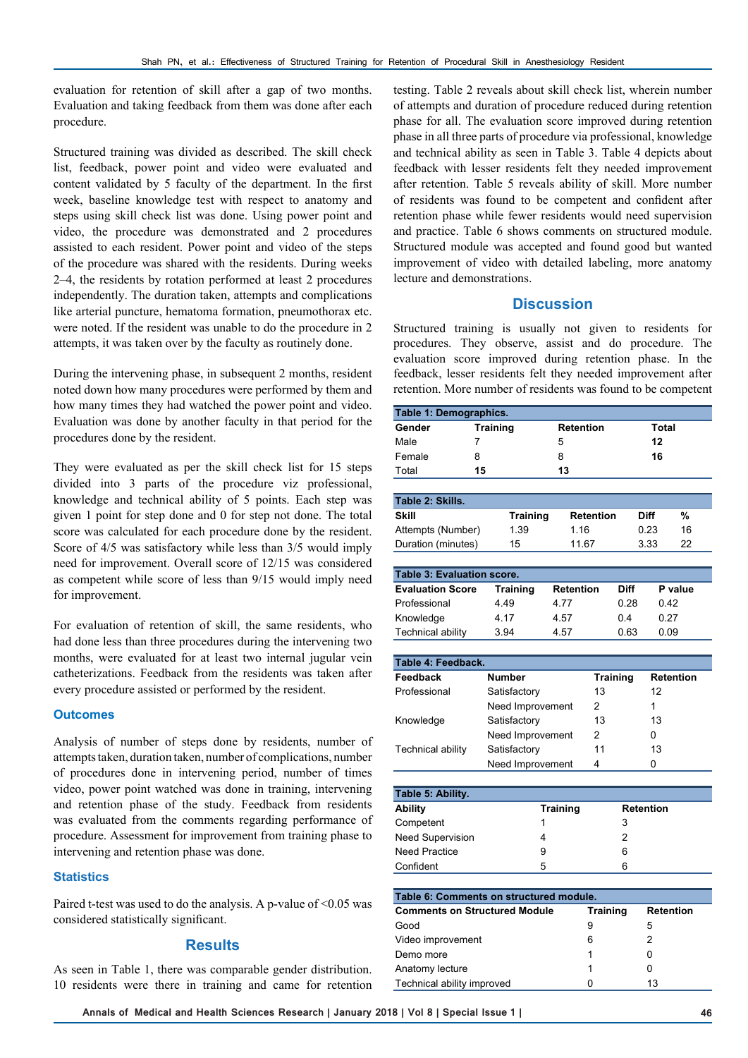evaluation for retention of skill after a gap of two months. Evaluation and taking feedback from them was done after each procedure.

Structured training was divided as described. The skill check list, feedback, power point and video were evaluated and content validated by 5 faculty of the department. In the first week, baseline knowledge test with respect to anatomy and steps using skill check list was done. Using power point and video, the procedure was demonstrated and 2 procedures assisted to each resident. Power point and video of the steps of the procedure was shared with the residents. During weeks 2–4, the residents by rotation performed at least 2 procedures independently. The duration taken, attempts and complications like arterial puncture, hematoma formation, pneumothorax etc. were noted. If the resident was unable to do the procedure in 2 attempts, it was taken over by the faculty as routinely done.

During the intervening phase, in subsequent 2 months, resident noted down how many procedures were performed by them and how many times they had watched the power point and video. Evaluation was done by another faculty in that period for the procedures done by the resident.

They were evaluated as per the skill check list for 15 steps divided into 3 parts of the procedure viz professional, knowledge and technical ability of 5 points. Each step was given 1 point for step done and 0 for step not done. The total score was calculated for each procedure done by the resident. Score of 4/5 was satisfactory while less than 3/5 would imply need for improvement. Overall score of 12/15 was considered as competent while score of less than 9/15 would imply need for improvement.

For evaluation of retention of skill, the same residents, who had done less than three procedures during the intervening two months, were evaluated for at least two internal jugular vein catheterizations. Feedback from the residents was taken after every procedure assisted or performed by the resident.

### Outcomes

Analysis of number of steps done by residents, number of attempts taken, duration taken, number of complications, number of procedures done in intervening period, number of times video, power point watched was done in training, intervening and retention phase of the study. Feedback from residents was evaluated from the comments regarding performance of procedure. Assessment for improvement from training phase to intervening and retention phase was done.

### Statistics

Paired t-test was used to do the analysis. A p-value of <0.05 was considered statistically significant.

## Results

As seen in Table 1, there was comparable gender distribution. 10 residents were there in training and came for retention testing. Table 2 reveals about skill check list, wherein number of attempts and duration of procedure reduced during retention phase for all. The evaluation score improved during retention phase in all three parts of procedure via professional, knowledge and technical ability as seen in Table 3. Table 4 depicts about feedback with lesser residents felt they needed improvement after retention. Table 5 reveals ability of skill. More number of residents was found to be competent and confident after retention phase while fewer residents would need supervision and practice. Table 6 shows comments on structured module. Structured module was accepted and found good but wanted improvement of video with detailed labeling, more anatomy lecture and demonstrations.

## Discussion

Structured training is usually not given to residents for procedures. They observe, assist and do procedure. The evaluation score improved during retention phase. In the feedback, lesser residents felt they needed improvement after retention. More number of residents was found to be competent

**Table 1: Demographics.**

| Gender | Training | Retention | Total |
|---|---|---|---|
| Male | 7 | 5 | **12** |
| Female | 8 | 8 | **16** |
| Total | **15** | **13** | |

**Table 2: Skills.**

| Skill | Training | Retention | Diff | % |
|---|---|---|---|---|
| Attempts (Number) | 1.39 | 1.16 | 0.23 | 16 |
| Duration (minutes) | 15 | 11.67 | 3.33 | 22 |

**Table 3: Evaluation score.**

| Evaluation Score | Training | Retention | Diff | P value |
|---|---|---|---|---|
| Professional | 4.49 | 4.77 | 0.28 | 0.42 |
| Knowledge | 4.17 | 4.57 | 0.4 | 0.27 |
| Technical ability | 3.94 | 4.57 | 0.63 | 0.09 |

**Table 4: Feedback.**

| Feedback | Number | Training | Retention |
|---|---|---|---|
| Professional | Satisfactory | 13 | 12 |
| | Need Improvement | 2 | 1 |
| Knowledge | Satisfactory | 13 | 13 |
| | Need Improvement | 2 | 0 |
| Technical ability | Satisfactory | 11 | 13 |
| | Need Improvement | 4 | 0 |

**Table 5: Ability.**

| Ability | Training | Retention |
|---|---|---|
| Competent | 1 | 3 |
| Need Supervision | 4 | 2 |
| Need Practice | 9 | 6 |
| Confident | 5 | 6 |

**Table 6: Comments on structured module.**

| Comments on Structured Module | Training | Retention |
|---|---|---|
| Good | 9 | 5 |
| Video improvement | 6 | 2 |
| Demo more | 1 | 0 |
| Anatomy lecture | 1 | 0 |
| Technical ability improved | 0 | 13 |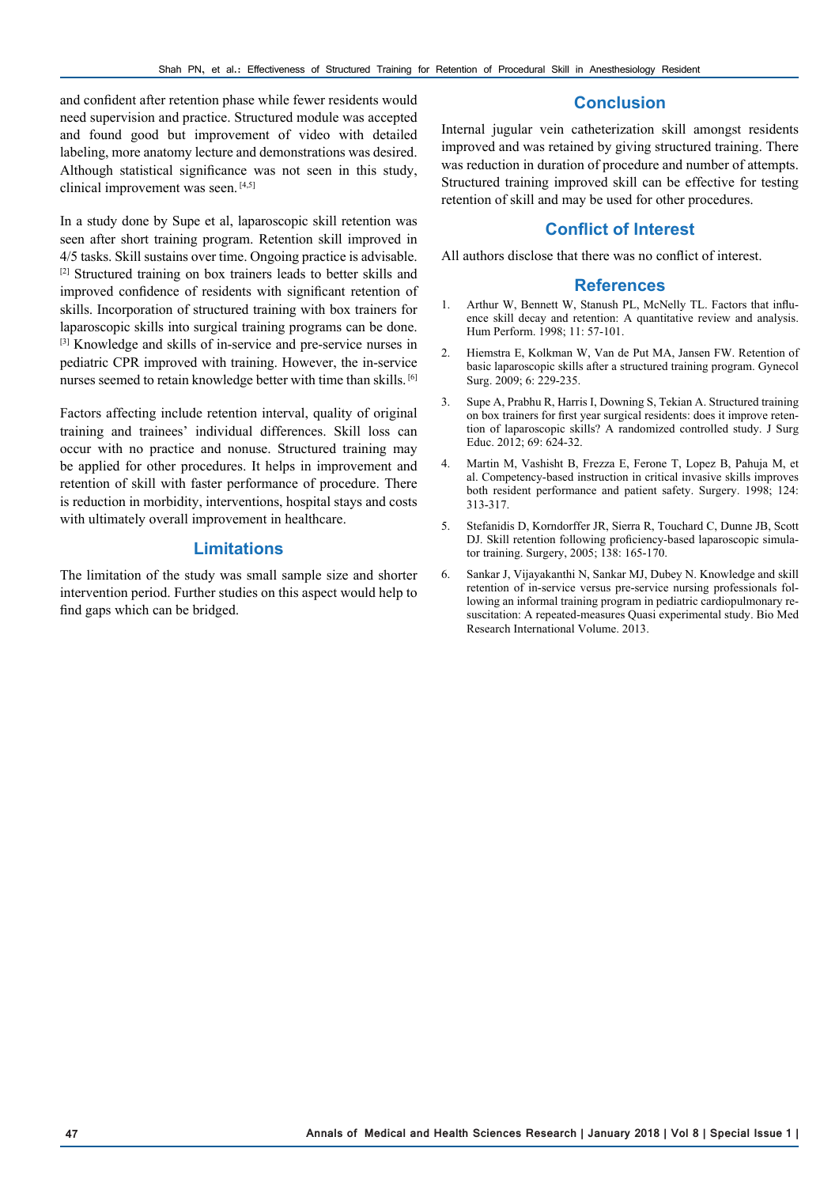and confident after retention phase while fewer residents would need supervision and practice. Structured module was accepted and found good but improvement of video with detailed labeling, more anatomy lecture and demonstrations was desired. Although statistical significance was not seen in this study, clinical improvement was seen. [4,5]

In a study done by Supe et al, laparoscopic skill retention was seen after short training program. Retention skill improved in 4/5 tasks. Skill sustains over time. Ongoing practice is advisable. [2] Structured training on box trainers leads to better skills and improved confidence of residents with significant retention of skills. Incorporation of structured training with box trainers for laparoscopic skills into surgical training programs can be done. [3] Knowledge and skills of in-service and pre-service nurses in pediatric CPR improved with training. However, the in-service nurses seemed to retain knowledge better with time than skills. [6]

Factors affecting include retention interval, quality of original training and trainees' individual differences. Skill loss can occur with no practice and nonuse. Structured training may be applied for other procedures. It helps in improvement and retention of skill with faster performance of procedure. There is reduction in morbidity, interventions, hospital stays and costs with ultimately overall improvement in healthcare.

## Limitations

The limitation of the study was small sample size and shorter intervention period. Further studies on this aspect would help to find gaps which can be bridged.

## Conclusion

Internal jugular vein catheterization skill amongst residents improved and was retained by giving structured training. There was reduction in duration of procedure and number of attempts. Structured training improved skill can be effective for testing retention of skill and may be used for other procedures.

## Conflict of Interest

All authors disclose that there was no conflict of interest.

## References

1. Arthur W, Bennett W, Stanush PL, McNelly TL. Factors that influence skill decay and retention: A quantitative review and analysis. Hum Perform. 1998; 11: 57-101.
2. Hiemstra E, Kolkman W, Van de Put MA, Jansen FW. Retention of basic laparoscopic skills after a structured training program. Gynecol Surg. 2009; 6: 229-235.
3. Supe A, Prabhu R, Harris I, Downing S, Tekian A. Structured training on box trainers for first year surgical residents: does it improve retention of laparoscopic skills? A randomized controlled study. J Surg Educ. 2012; 69: 624-32.
4. Martin M, Vashisht B, Frezza E, Ferone T, Lopez B, Pahuja M, et al. Competency-based instruction in critical invasive skills improves both resident performance and patient safety. Surgery. 1998; 124: 313-317.
5. Stefanidis D, Korndorffer JR, Sierra R, Touchard C, Dunne JB, Scott DJ. Skill retention following proficiency-based laparoscopic simulator training. Surgery, 2005; 138: 165-170.
6. Sankar J, Vijayakanthi N, Sankar MJ, Dubey N. Knowledge and skill retention of in-service versus pre-service nursing professionals following an informal training program in pediatric cardiopulmonary resuscitation: A repeated-measures Quasi experimental study. Bio Med Research International Volume. 2013.